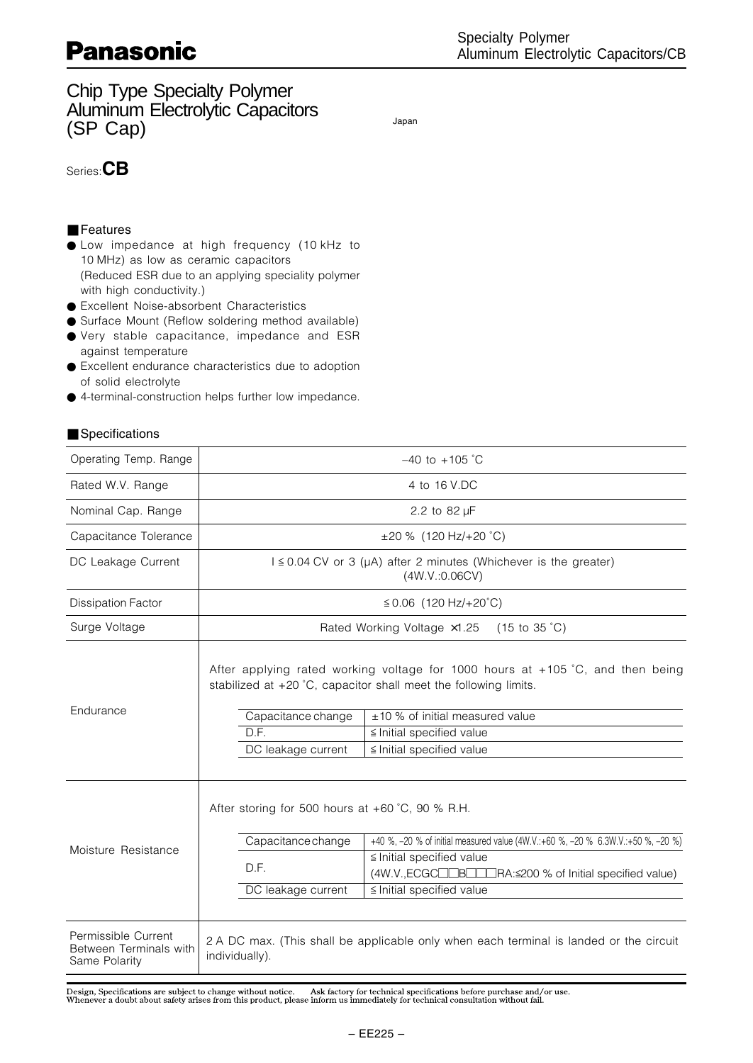# Panasonic

Specialty Polymer
Aluminum Electrolytic Capacitors/CB

## Chip Type Specialty Polymer Aluminum Electrolytic Capacitors (SP Cap)

Japan

Series: **CB**

### Features

- Low impedance at high frequency (10 kHz to 10 MHz) as low as ceramic capacitors (Reduced ESR due to an applying speciality polymer with high conductivity.)
- Excellent Noise-absorbent Characteristics
- Surface Mount (Reflow soldering method available)
- Very stable capacitance, impedance and ESR against temperature
- Excellent endurance characteristics due to adoption of solid electrolyte
- 4-terminal-construction helps further low impedance.

### Specifications

| Item | Specification |
|---|---|
| Operating Temp. Range | –40 to +105 ˚C |
| Rated W.V. Range | 4 to 16 V.DC |
| Nominal Cap. Range | 2.2 to 82 μF |
| Capacitance Tolerance | ±20 % (120 Hz/+20 ˚C) |
| DC Leakage Current | I ≦ 0.04 CV or 3 (μA) after 2 minutes (Whichever is the greater) (4W.V.:0.06CV) |
| Dissipation Factor | ≦ 0.06 (120 Hz/+20˚C) |
| Surge Voltage | Rated Working Voltage ×1.25 (15 to 35 ˚C) |
| Endurance | After applying rated working voltage for 1000 hours at +105 ˚C, and then being stabilized at +20 ˚C, capacitor shall meet the following limits.<br>Capacitance change: ±10 % of initial measured value<br>D.F.: ≦ Initial specified value<br>DC leakage current: ≦ Initial specified value |
| Moisture Resistance | After storing for 500 hours at +60 ˚C, 90 % R.H.<br>Capacitance change: +40 %, –20 % of initial measured value (4W.V.:+60 %, –20 % 6.3W.V.:+50 %, –20 %)<br>D.F.: ≦ Initial specified value (4W.V.,ECGC□□B□□□RA:≦200 % of Initial specified value)<br>DC leakage current: ≦ Initial specified value |
| Permissible Current Between Terminals with Same Polarity | 2 A DC max. (This shall be applicable only when each terminal is landed or the circuit individually). |

Design, Specifications are subject to change without notice. Ask factory for technical specifications before purchase and/or use.
Whenever a doubt about safety arises from this product, please inform us immediately for technical consultation without fail.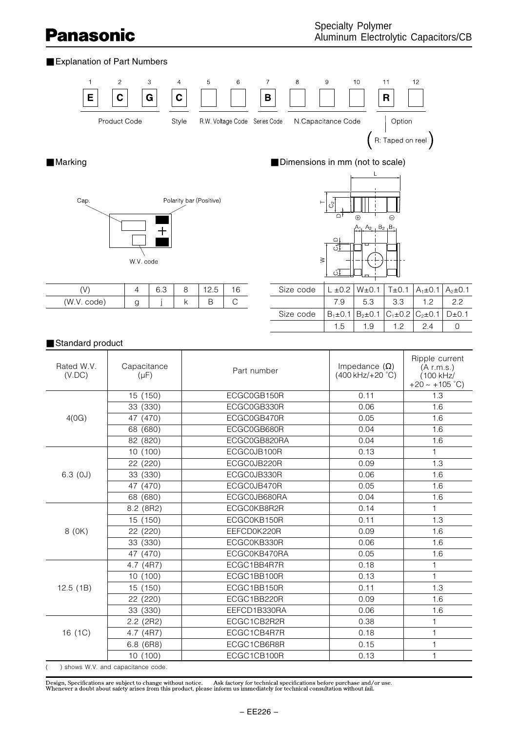## Explanation of Part Numbers

| 1 | 2 | 3 | 4 | 5 | 6 | 7 | 8 | 9 | 10 | 11 | 12 |
|---|---|---|---|---|---|---|---|---|---|---|---|
| E | C | G | C | | | B | | | | R | |
| Product Code | | | Style | R.W. Voltage Code | | Series Code | N.Capacitance Code | | | Option | |

(R: Taped on reel)

## Marking

Cap.

Polarity bar (Positive)

W.V. code

| (V) | 4 | 6.3 | 8 | 12.5 | 16 |
|---|---|---|---|---|---|
| (W.V. code) | g | j | k | B | C |

## Dimensions in mm (not to scale)

| Size code | L ±0.2 | W±0.1 | T±0.1 | $A_1$±0.1 | $A_2$±0.1 |
|---|---|---|---|---|---|
| | 7.9 | 5.3 | 3.3 | 1.2 | 2.2 |
| **Size code** | $B_1$±0.1 | $B_2$±0.1 | $C_1$±0.2 | $C_2$±0.1 | D±0.1 |
| | 1.5 | 1.9 | 1.2 | 2.4 | 0 |

## Standard product

| Rated W.V. (V.DC) | Capacitance (μF) | Part number | Impedance (Ω) (400 kHz/+20 °C) | Ripple current (A r.m.s.) (100 kHz/ +20 ~ +105 °C) |
|---|---|---|---|---|
| 4(0G) | 15 (150) | ECGC0GB150R | 0.11 | 1.3 |
| | 33 (330) | ECGC0GB330R | 0.06 | 1.6 |
| | 47 (470) | ECGC0GB470R | 0.05 | 1.6 |
| | 68 (680) | ECGC0GB680R | 0.04 | 1.6 |
| | 82 (820) | ECGC0GB820RA | 0.04 | 1.6 |
| 6.3 (0J) | 10 (100) | ECGC0JB100R | 0.13 | 1 |
| | 22 (220) | ECGC0JB220R | 0.09 | 1.3 |
| | 33 (330) | ECGC0JB330R | 0.06 | 1.6 |
| | 47 (470) | ECGC0JB470R | 0.05 | 1.6 |
| | 68 (680) | ECGC0JB680RA | 0.04 | 1.6 |
| 8 (0K) | 8.2 (8R2) | ECGC0KB8R2R | 0.14 | 1 |
| | 15 (150) | ECGC0KB150R | 0.11 | 1.3 |
| | 22 (220) | EEFCD0K220R | 0.09 | 1.6 |
| | 33 (330) | ECGC0KB330R | 0.06 | 1.6 |
| | 47 (470) | ECGC0KB470RA | 0.05 | 1.6 |
| 12.5 (1B) | 4.7 (4R7) | ECGC1BB4R7R | 0.18 | 1 |
| | 10 (100) | ECGC1BB100R | 0.13 | 1 |
| | 15 (150) | ECGC1BB150R | 0.11 | 1.3 |
| | 22 (220) | ECGC1BB220R | 0.09 | 1.6 |
| | 33 (330) | EEFCD1B330RA | 0.06 | 1.6 |
| 16 (1C) | 2.2 (2R2) | ECGC1CB2R2R | 0.38 | 1 |
| | 4.7 (4R7) | ECGC1CB4R7R | 0.18 | 1 |
| | 6.8 (6R8) | ECGC1CB6R8R | 0.15 | 1 |
| | 10 (100) | ECGC1CB100R | 0.13 | 1 |

( ) shows W.V. and capacitance code.

Design, Specifications are subject to change without notice. Ask factory for technical specifications before purchase and/or use.
Whenever a doubt about safety arises from this product, please inform us immediately for technical consultation without fail.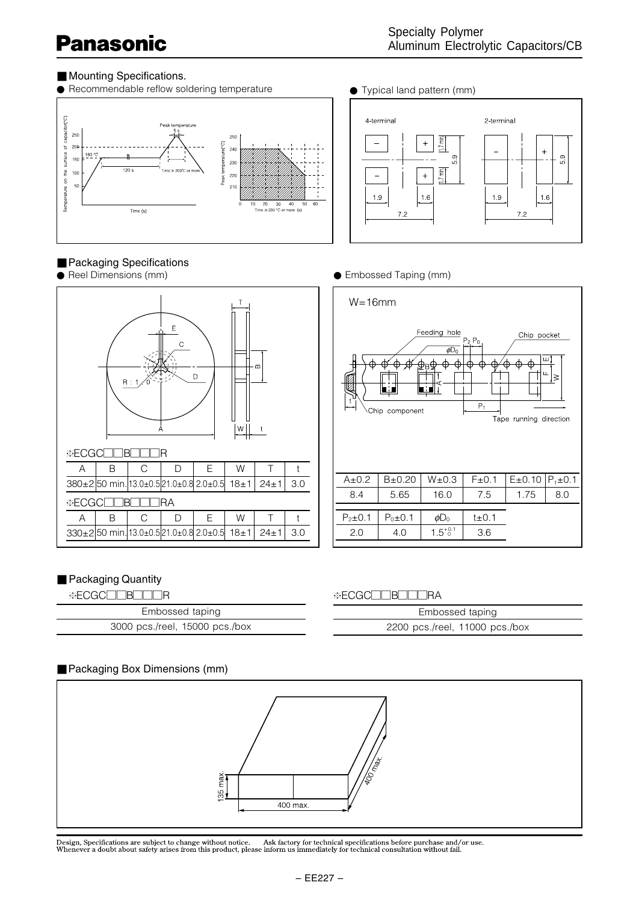## Mounting Specifications.

● Recommendable reflow soldering temperature

● Typical land pattern (mm)

## Packaging Specifications

● Reel Dimensions (mm)

※ECGC□□B□□□R

| A | B | C | D | E | W | T | t |
|---|---|---|---|---|---|---|---|
| 380±2 | 50 min. | 13.0±0.5 | 21.0±0.8 | 2.0±0.5 | 18±1 | 24±1 | 3.0 |

※ECGC□□B□□□RA

| A | B | C | D | E | W | T | t |
|---|---|---|---|---|---|---|---|
| 330±2 | 50 min. | 13.0±0.5 | 21.0±0.8 | 2.0±0.5 | 18±1 | 24±1 | 3.0 |

● Embossed Taping (mm)

W=16mm

| A±0.2 | B±0.20 | W±0.3 | F±0.1 | E±0.10 | $P_1$±0.1 |
|---|---|---|---|---|---|
| 8.4 | 5.65 | 16.0 | 7.5 | 1.75 | 8.0 |

| $P_2$±0.1 | $P_0$±0.1 | $\phi D_0$ | t±0.1 |
|---|---|---|---|
| 2.0 | 4.0 | $1.5^{+0.1}_{0}$ | 3.6 |

## Packaging Quantity

※ECGC□□B□□□R

| Embossed taping |
|---|
| 3000 pcs./reel, 15000 pcs./box |

※ECGC□□B□□□RA

| Embossed taping |
|---|
| 2200 pcs./reel, 11000 pcs./box |

## Packaging Box Dimensions (mm)

135 max. × 400 max. × 400 max.

Design, Specifications are subject to change without notice. Ask factory for technical specifications before purchase and/or use.
Whenever a doubt about safety arises from this product, please inform us immediately for technical consultation without fail.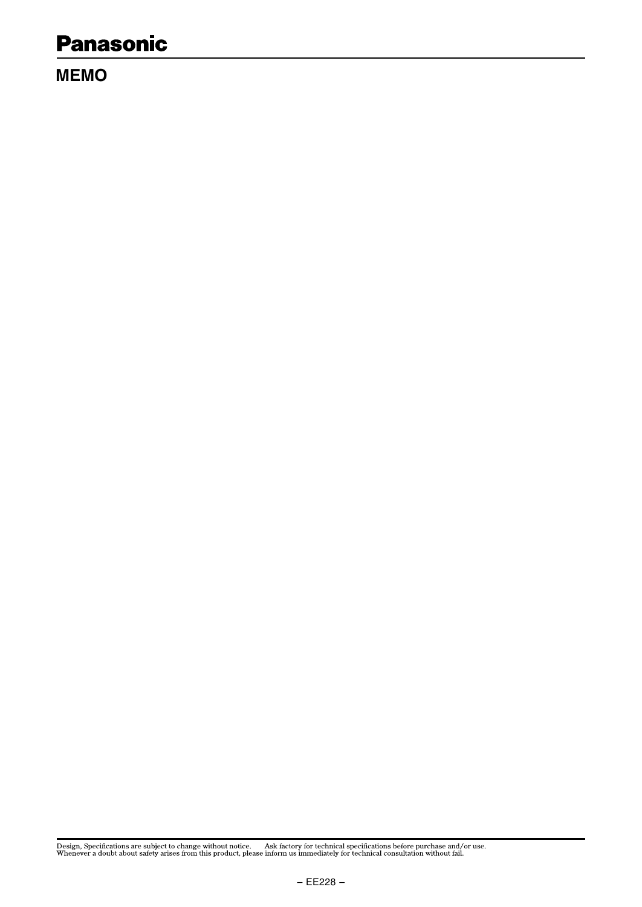# MEMO